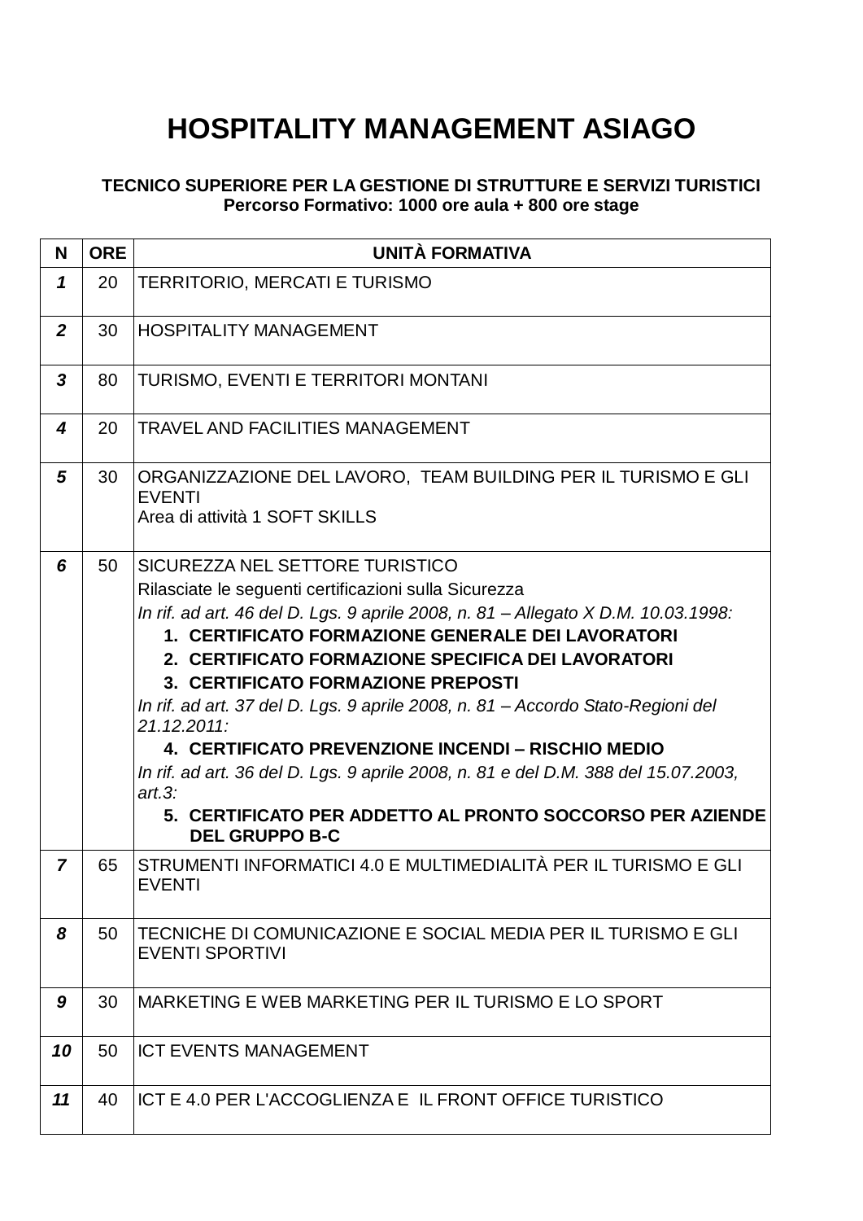# HOSPITALITY MANAGEMENT ASIAGO

**TECNICO SUPERIORE PER LA GESTIONE DI STRUTTURE E SERVIZI TURISTICI**
**Percorso Formativo: 1000 ore aula + 800 ore stage**

| N | ORE | UNITÀ FORMATIVA |
|---|---|---|
| ***1*** | 20 | TERRITORIO, MERCATI E TURISMO |
| ***2*** | 30 | HOSPITALITY MANAGEMENT |
| ***3*** | 80 | TURISMO, EVENTI E TERRITORI MONTANI |
| ***4*** | 20 | TRAVEL AND FACILITIES MANAGEMENT |
| ***5*** | 30 | ORGANIZZAZIONE DEL LAVORO, TEAM BUILDING PER IL TURISMO E GLI EVENTI<br>Area di attività 1 SOFT SKILLS |
| ***6*** | 50 | SICUREZZA NEL SETTORE TURISTICO<br>Rilasciate le seguenti certificazioni sulla Sicurezza<br>*In rif. ad art. 46 del D. Lgs. 9 aprile 2008, n. 81 – Allegato X D.M. 10.03.1998:*<br>**1. CERTIFICATO FORMAZIONE GENERALE DEI LAVORATORI**<br>**2. CERTIFICATO FORMAZIONE SPECIFICA DEI LAVORATORI**<br>**3. CERTIFICATO FORMAZIONE PREPOSTI**<br>*In rif. ad art. 37 del D. Lgs. 9 aprile 2008, n. 81 – Accordo Stato-Regioni del 21.12.2011:*<br>**4. CERTIFICATO PREVENZIONE INCENDI – RISCHIO MEDIO**<br>*In rif. ad art. 36 del D. Lgs. 9 aprile 2008, n. 81 e del D.M. 388 del 15.07.2003, art.3:*<br>**5. CERTIFICATO PER ADDETTO AL PRONTO SOCCORSO PER AZIENDE DEL GRUPPO B-C** |
| ***7*** | 65 | STRUMENTI INFORMATICI 4.0 E MULTIMEDIALITÀ PER IL TURISMO E GLI EVENTI |
| ***8*** | 50 | TECNICHE DI COMUNICAZIONE E SOCIAL MEDIA PER IL TURISMO E GLI EVENTI SPORTIVI |
| ***9*** | 30 | MARKETING E WEB MARKETING PER IL TURISMO E LO SPORT |
| ***10*** | 50 | ICT EVENTS MANAGEMENT |
| ***11*** | 40 | ICT E 4.0 PER L'ACCOGLIENZA E IL FRONT OFFICE TURISTICO |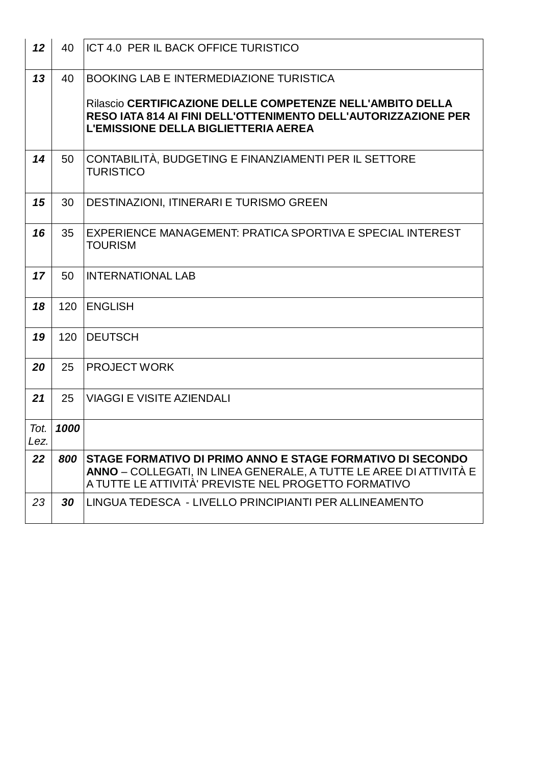| | | |
|---|---|---|
| ***12*** | 40 | ICT 4.0 PER IL BACK OFFICE TURISTICO |
| ***13*** | 40 | BOOKING LAB E INTERMEDIAZIONE TURISTICA<br><br>Rilascio **CERTIFICAZIONE DELLE COMPETENZE NELL'AMBITO DELLA RESO IATA 814 AI FINI DELL'OTTENIMENTO DELL'AUTORIZZAZIONE PER L'EMISSIONE DELLA BIGLIETTERIA AEREA** |
| ***14*** | 50 | CONTABILITÀ, BUDGETING E FINANZIAMENTI PER IL SETTORE TURISTICO |
| ***15*** | 30 | DESTINAZIONI, ITINERARI E TURISMO GREEN |
| ***16*** | 35 | EXPERIENCE MANAGEMENT: PRATICA SPORTIVA E SPECIAL INTEREST TOURISM |
| ***17*** | 50 | INTERNATIONAL LAB |
| ***18*** | 120 | ENGLISH |
| ***19*** | 120 | DEUTSCH |
| ***20*** | 25 | PROJECT WORK |
| ***21*** | 25 | VIAGGI E VISITE AZIENDALI |
| *Tot. Lez.* | ***1000*** | |
| ***22*** | ***800*** | **STAGE FORMATIVO DI PRIMO ANNO E STAGE FORMATIVO DI SECONDO ANNO** – COLLEGATI, IN LINEA GENERALE, A TUTTE LE AREE DI ATTIVITÀ E A TUTTE LE ATTIVITÀ' PREVISTE NEL PROGETTO FORMATIVO |
| *23* | ***30*** | LINGUA TEDESCA - LIVELLO PRINCIPIANTI PER ALLINEAMENTO |